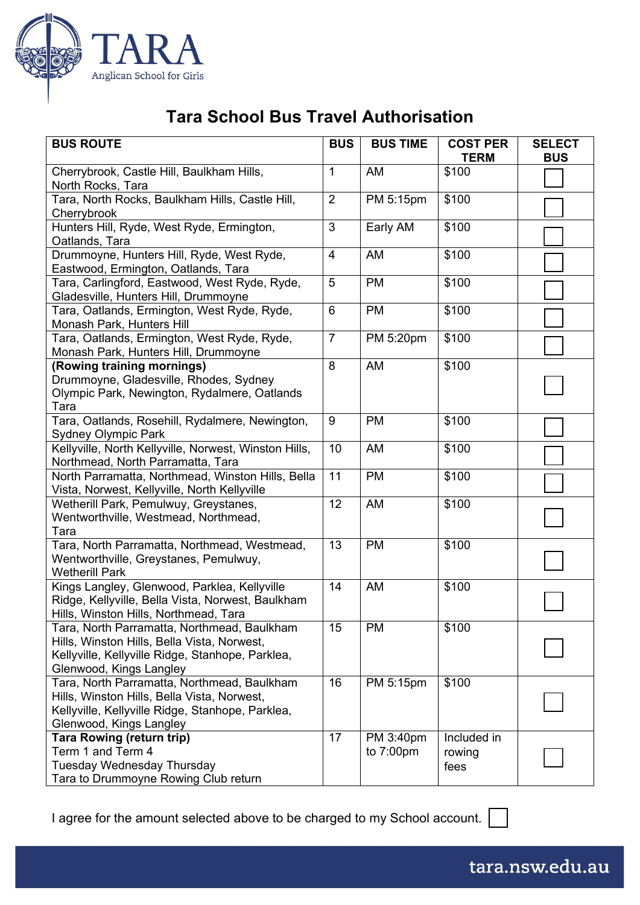TARA
Anglican School for Girls

# Tara School Bus Travel Authorisation

| BUS ROUTE | BUS | BUS TIME | COST PER TERM | SELECT BUS |
|---|---|---|---|---|
| Cherrybrook, Castle Hill, Baulkham Hills, North Rocks, Tara | 1 | AM | $100 | ☐ |
| Tara, North Rocks, Baulkham Hills, Castle Hill, Cherrybrook | 2 | PM 5:15pm | $100 | ☐ |
| Hunters Hill, Ryde, West Ryde, Ermington, Oatlands, Tara | 3 | Early AM | $100 | ☐ |
| Drummoyne, Hunters Hill, Ryde, West Ryde, Eastwood, Ermington, Oatlands, Tara | 4 | AM | $100 | ☐ |
| Tara, Carlingford, Eastwood, West Ryde, Ryde, Gladesville, Hunters Hill, Drummoyne | 5 | PM | $100 | ☐ |
| Tara, Oatlands, Ermington, West Ryde, Ryde, Monash Park, Hunters Hill | 6 | PM | $100 | ☐ |
| Tara, Oatlands, Ermington, West Ryde, Ryde, Monash Park, Hunters Hill, Drummoyne | 7 | PM 5:20pm | $100 | ☐ |
| **(Rowing training mornings)** Drummoyne, Gladesville, Rhodes, Sydney Olympic Park, Newington, Rydalmere, Oatlands Tara | 8 | AM | $100 | ☐ |
| Tara, Oatlands, Rosehill, Rydalmere, Newington, Sydney Olympic Park | 9 | PM | $100 | ☐ |
| Kellyville, North Kellyville, Norwest, Winston Hills, Northmead, North Parramatta, Tara | 10 | AM | $100 | ☐ |
| North Parramatta, Northmead, Winston Hills, Bella Vista, Norwest, Kellyville, North Kellyville | 11 | PM | $100 | ☐ |
| Wetherill Park, Pemulwuy, Greystanes, Wentworthville, Westmead, Northmead, Tara | 12 | AM | $100 | ☐ |
| Tara, North Parramatta, Northmead, Westmead, Wentworthville, Greystanes, Pemulwuy, Wetherill Park | 13 | PM | $100 | ☐ |
| Kings Langley, Glenwood, Parklea, Kellyville Ridge, Kellyville, Bella Vista, Norwest, Baulkham Hills, Winston Hills, Northmead, Tara | 14 | AM | $100 | ☐ |
| Tara, North Parramatta, Northmead, Baulkham Hills, Winston Hills, Bella Vista, Norwest, Kellyville, Kellyville Ridge, Stanhope, Parklea, Glenwood, Kings Langley | 15 | PM | $100 | ☐ |
| Tara, North Parramatta, Northmead, Baulkham Hills, Winston Hills, Bella Vista, Norwest, Kellyville, Kellyville Ridge, Stanhope, Parklea, Glenwood, Kings Langley | 16 | PM 5:15pm | $100 | ☐ |
| **Tara Rowing (return trip)** Term 1 and Term 4 Tuesday Wednesday Thursday Tara to Drummoyne Rowing Club return | 17 | PM 3:40pm to 7:00pm | Included in rowing fees | ☐ |

I agree for the amount selected above to be charged to my School account. ☐

tara.nsw.edu.au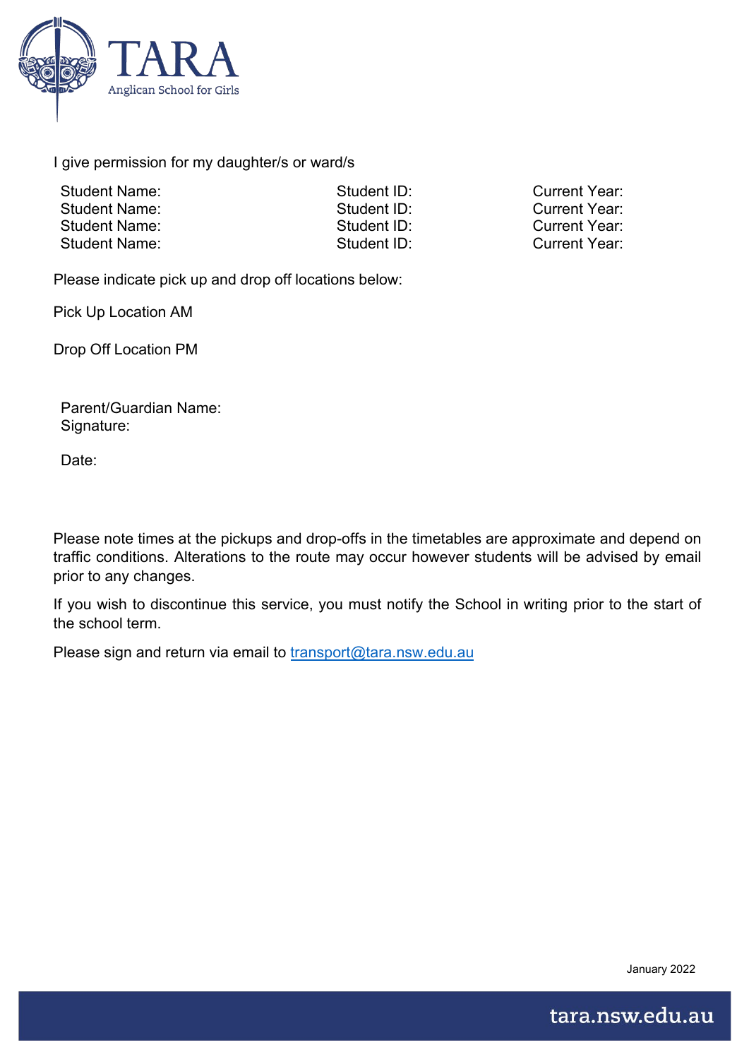TARA

Anglican School for Girls

I give permission for my daughter/s or ward/s

| | | |
|---|---|---|
| Student Name: | Student ID: | Current Year: |
| Student Name: | Student ID: | Current Year: |
| Student Name: | Student ID: | Current Year: |
| Student Name: | Student ID: | Current Year: |

Please indicate pick up and drop off locations below:

Pick Up Location AM

Drop Off Location PM

Parent/Guardian Name:
Signature:

Date:

Please note times at the pickups and drop-offs in the timetables are approximate and depend on traffic conditions. Alterations to the route may occur however students will be advised by email prior to any changes.

If you wish to discontinue this service, you must notify the School in writing prior to the start of the school term.

Please sign and return via email to transport@tara.nsw.edu.au

January 2022

tara.nsw.edu.au